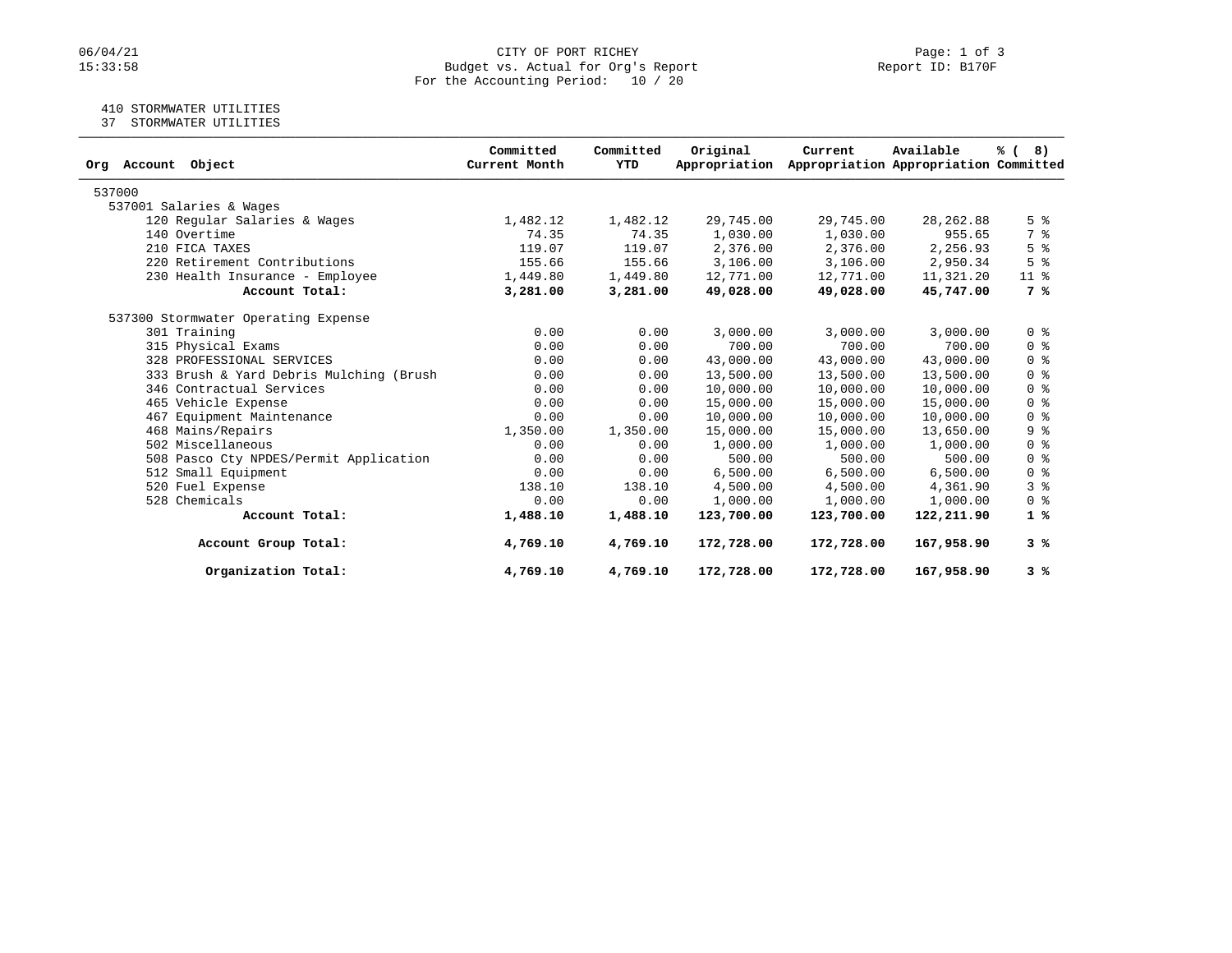CITY OF PORT RICHEY
Budget vs. Actual for Org's Report
For the Accounting Period: 10 / 20

06/04/21
15:33:58

Report ID: B170F

410 STORMWATER UTILITIES
37 STORMWATER UTILITIES

| Org Account Object | Committed Current Month | Committed YTD | Original Appropriation | Current Appropriation | Available Appropriation | % ( 8) Committed |
|---|---|---|---|---|---|---|
| 537000 | | | | | | |
| 537001 Salaries & Wages | | | | | | |
| 120 Regular Salaries & Wages | 1,482.12 | 1,482.12 | 29,745.00 | 29,745.00 | 28,262.88 | 5 % |
| 140 Overtime | 74.35 | 74.35 | 1,030.00 | 1,030.00 | 955.65 | 7 % |
| 210 FICA TAXES | 119.07 | 119.07 | 2,376.00 | 2,376.00 | 2,256.93 | 5 % |
| 220 Retirement Contributions | 155.66 | 155.66 | 3,106.00 | 3,106.00 | 2,950.34 | 5 % |
| 230 Health Insurance - Employee | 1,449.80 | 1,449.80 | 12,771.00 | 12,771.00 | 11,321.20 | 11 % |
| **Account Total:** | **3,281.00** | **3,281.00** | **49,028.00** | **49,028.00** | **45,747.00** | **7 %** |
| 537300 Stormwater Operating Expense | | | | | | |
| 301 Training | 0.00 | 0.00 | 3,000.00 | 3,000.00 | 3,000.00 | 0 % |
| 315 Physical Exams | 0.00 | 0.00 | 700.00 | 700.00 | 700.00 | 0 % |
| 328 PROFESSIONAL SERVICES | 0.00 | 0.00 | 43,000.00 | 43,000.00 | 43,000.00 | 0 % |
| 333 Brush & Yard Debris Mulching (Brush | 0.00 | 0.00 | 13,500.00 | 13,500.00 | 13,500.00 | 0 % |
| 346 Contractual Services | 0.00 | 0.00 | 10,000.00 | 10,000.00 | 10,000.00 | 0 % |
| 465 Vehicle Expense | 0.00 | 0.00 | 15,000.00 | 15,000.00 | 15,000.00 | 0 % |
| 467 Equipment Maintenance | 0.00 | 0.00 | 10,000.00 | 10,000.00 | 10,000.00 | 0 % |
| 468 Mains/Repairs | 1,350.00 | 1,350.00 | 15,000.00 | 15,000.00 | 13,650.00 | 9 % |
| 502 Miscellaneous | 0.00 | 0.00 | 1,000.00 | 1,000.00 | 1,000.00 | 0 % |
| 508 Pasco Cty NPDES/Permit Application | 0.00 | 0.00 | 500.00 | 500.00 | 500.00 | 0 % |
| 512 Small Equipment | 0.00 | 0.00 | 6,500.00 | 6,500.00 | 6,500.00 | 0 % |
| 520 Fuel Expense | 138.10 | 138.10 | 4,500.00 | 4,500.00 | 4,361.90 | 3 % |
| 528 Chemicals | 0.00 | 0.00 | 1,000.00 | 1,000.00 | 1,000.00 | 0 % |
| **Account Total:** | **1,488.10** | **1,488.10** | **123,700.00** | **123,700.00** | **122,211.90** | **1 %** |
| **Account Group Total:** | **4,769.10** | **4,769.10** | **172,728.00** | **172,728.00** | **167,958.90** | **3 %** |
| **Organization Total:** | **4,769.10** | **4,769.10** | **172,728.00** | **172,728.00** | **167,958.90** | **3 %** |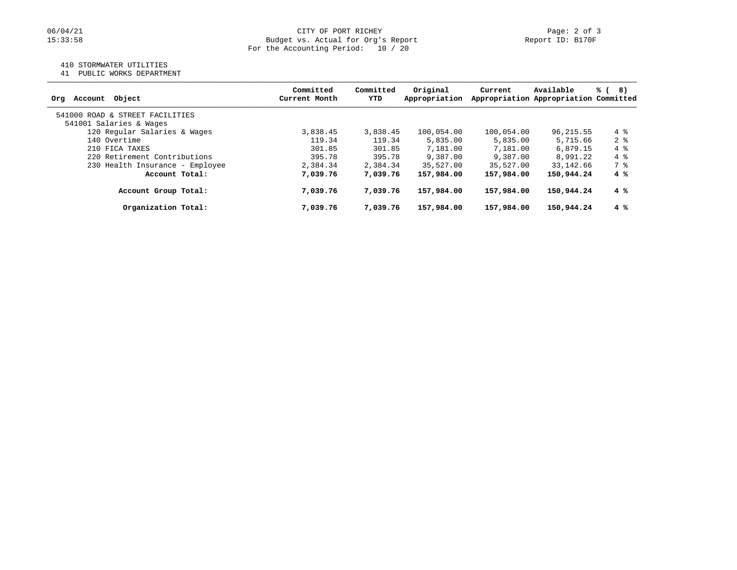CITY OF PORT RICHEY
Budget vs. Actual for Org's Report
For the Accounting Period: 10 / 20

410 STORMWATER UTILITIES
41 PUBLIC WORKS DEPARTMENT

| Org Account Object | Committed Current Month | Committed YTD | Original Appropriation | Current Appropriation | Available Appropriation | % ( 8) Committed |
|---|---|---|---|---|---|---|
| 541000 ROAD & STREET FACILITIES | | | | | | |
| 541001 Salaries & Wages | | | | | | |
| 120 Regular Salaries & Wages | 3,838.45 | 3,838.45 | 100,054.00 | 100,054.00 | 96,215.55 | 4 % |
| 140 Overtime | 119.34 | 119.34 | 5,835.00 | 5,835.00 | 5,715.66 | 2 % |
| 210 FICA TAXES | 301.85 | 301.85 | 7,181.00 | 7,181.00 | 6,879.15 | 4 % |
| 220 Retirement Contributions | 395.78 | 395.78 | 9,387.00 | 9,387.00 | 8,991.22 | 4 % |
| 230 Health Insurance - Employee | 2,384.34 | 2,384.34 | 35,527.00 | 35,527.00 | 33,142.66 | 7 % |
| **Account Total:** | **7,039.76** | **7,039.76** | **157,984.00** | **157,984.00** | **150,944.24** | **4 %** |
| **Account Group Total:** | **7,039.76** | **7,039.76** | **157,984.00** | **157,984.00** | **150,944.24** | **4 %** |
| **Organization Total:** | **7,039.76** | **7,039.76** | **157,984.00** | **157,984.00** | **150,944.24** | **4 %** |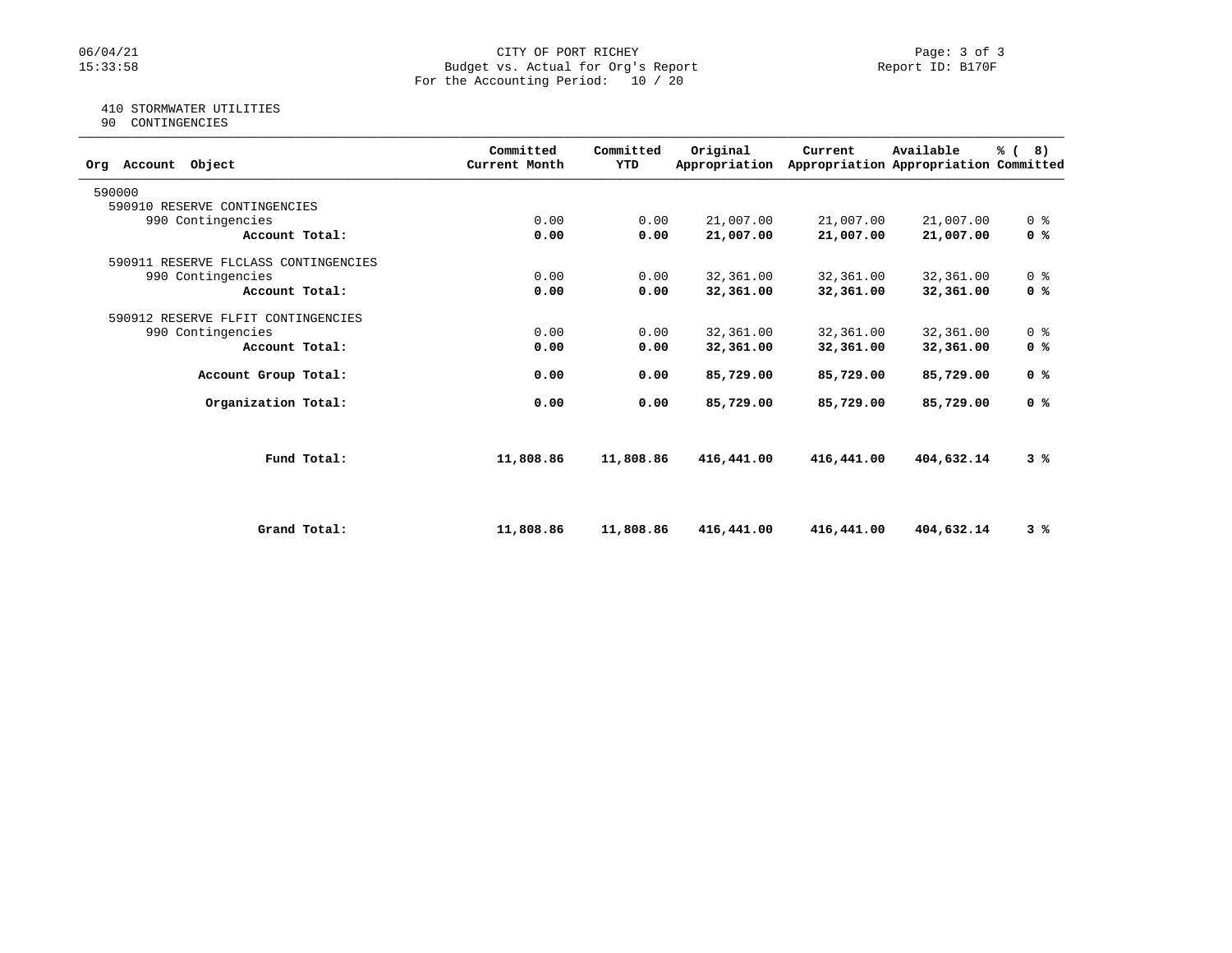CITY OF PORT RICHEY
Budget vs. Actual for Org's Report
For the Accounting Period: 10 / 20

410 STORMWATER UTILITIES
90 CONTINGENCIES

| Org Account Object | Committed Current Month | Committed YTD | Original Appropriation | Current Appropriation | Available Appropriation | % ( 8) Committed |
|---|---|---|---|---|---|---|
| 590000 | | | | | | |
| 590910 RESERVE CONTINGENCIES | | | | | | |
| 990 Contingencies | 0.00 | 0.00 | 21,007.00 | 21,007.00 | 21,007.00 | 0 % |
| **Account Total:** | **0.00** | **0.00** | **21,007.00** | **21,007.00** | **21,007.00** | **0 %** |
| 590911 RESERVE FLCLASS CONTINGENCIES | | | | | | |
| 990 Contingencies | 0.00 | 0.00 | 32,361.00 | 32,361.00 | 32,361.00 | 0 % |
| **Account Total:** | **0.00** | **0.00** | **32,361.00** | **32,361.00** | **32,361.00** | **0 %** |
| 590912 RESERVE FLFIT CONTINGENCIES | | | | | | |
| 990 Contingencies | 0.00 | 0.00 | 32,361.00 | 32,361.00 | 32,361.00 | 0 % |
| **Account Total:** | **0.00** | **0.00** | **32,361.00** | **32,361.00** | **32,361.00** | **0 %** |
| **Account Group Total:** | **0.00** | **0.00** | **85,729.00** | **85,729.00** | **85,729.00** | **0 %** |
| **Organization Total:** | **0.00** | **0.00** | **85,729.00** | **85,729.00** | **85,729.00** | **0 %** |
| **Fund Total:** | **11,808.86** | **11,808.86** | **416,441.00** | **416,441.00** | **404,632.14** | **3 %** |
| **Grand Total:** | **11,808.86** | **11,808.86** | **416,441.00** | **416,441.00** | **404,632.14** | **3 %** |